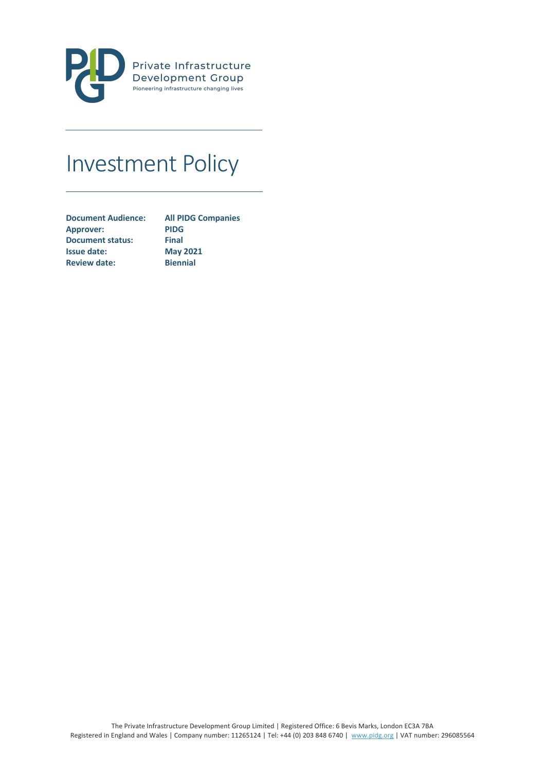Private Infrastructure
Development Group
Pioneering infrastructure changing lives

# Investment Policy

| | |
|---|---|
| **Document Audience:** | **All PIDG Companies** |
| **Approver:** | **PIDG** |
| **Document status:** | **Final** |
| **Issue date:** | **May 2021** |
| **Review date:** | **Biennial** |

The Private Infrastructure Development Group Limited | Registered Office: 6 Bevis Marks, London EC3A 7BA
Registered in England and Wales | Company number: 11265124 | Tel: +44 (0) 203 848 6740 | www.pidg.org | VAT number: 296085564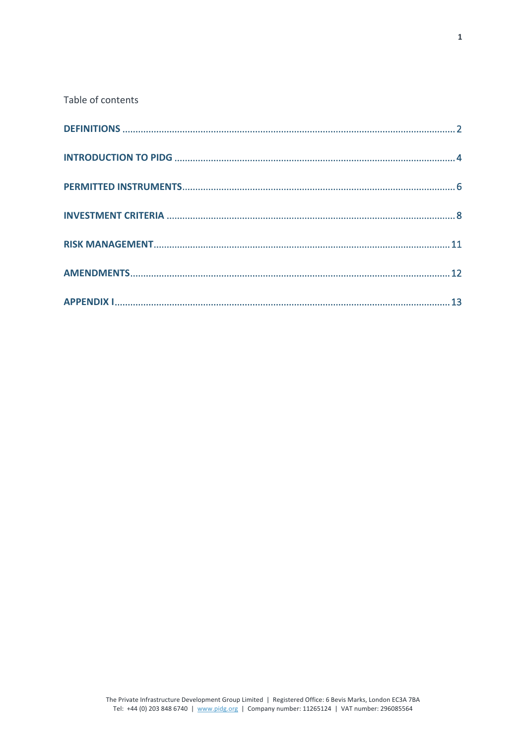Table of contents

| | |
|---|---|
| **DEFINITIONS** | 2 |
| **INTRODUCTION TO PIDG** | 4 |
| **PERMITTED INSTRUMENTS** | 6 |
| **INVESTMENT CRITERIA** | 8 |
| **RISK MANAGEMENT** | 11 |
| **AMENDMENTS** | 12 |
| **APPENDIX I** | 13 |

The Private Infrastructure Development Group Limited | Registered Office: 6 Bevis Marks, London EC3A 7BA
Tel: +44 (0) 203 848 6740 | www.pidg.org | Company number: 11265124 | VAT number: 296085564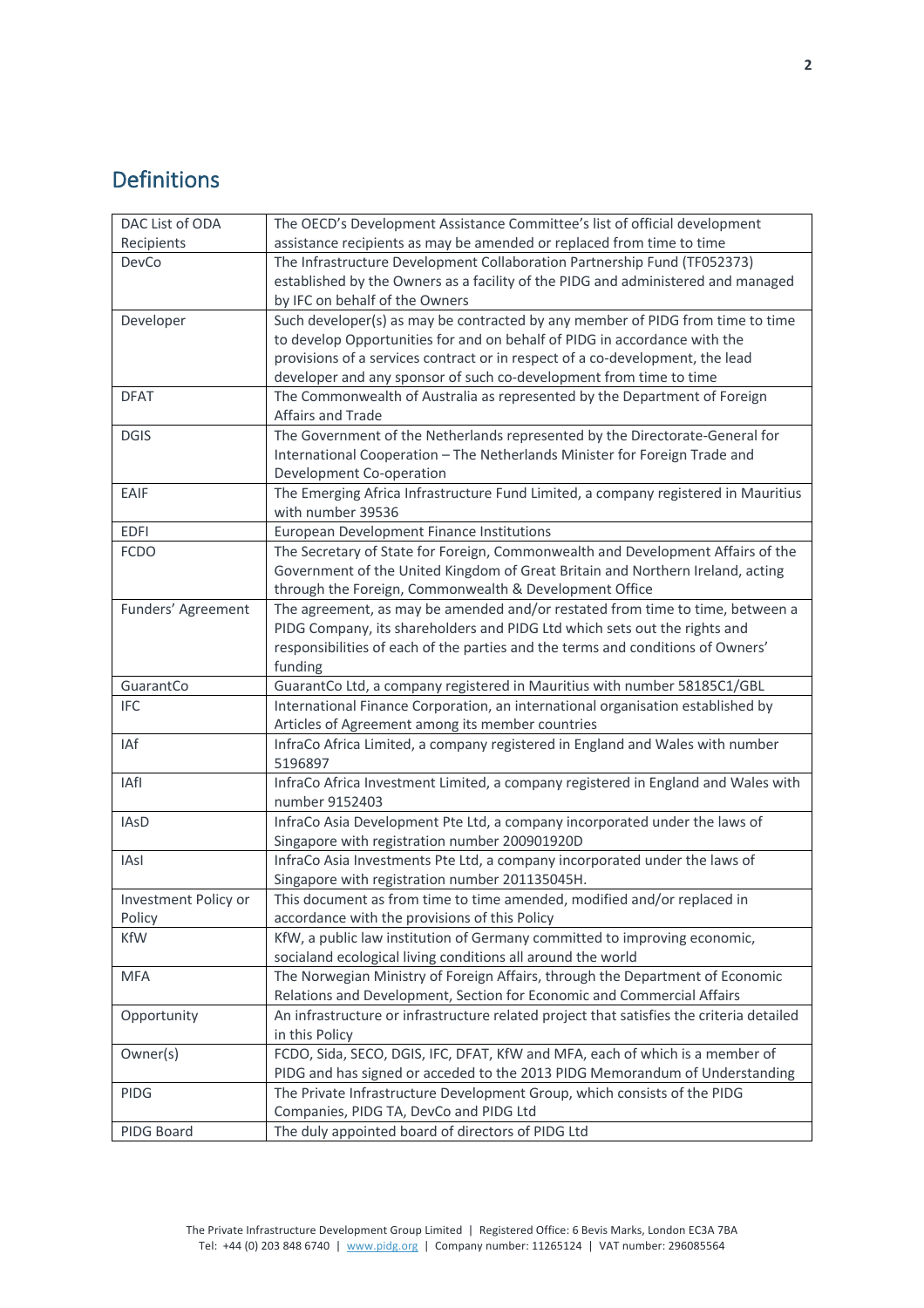## Definitions

| | |
|---|---|
| DAC List of ODA Recipients | The OECD's Development Assistance Committee's list of official development assistance recipients as may be amended or replaced from time to time |
| DevCo | The Infrastructure Development Collaboration Partnership Fund (TF052373) established by the Owners as a facility of the PIDG and administered and managed by IFC on behalf of the Owners |
| Developer | Such developer(s) as may be contracted by any member of PIDG from time to time to develop Opportunities for and on behalf of PIDG in accordance with the provisions of a services contract or in respect of a co-development, the lead developer and any sponsor of such co-development from time to time |
| DFAT | The Commonwealth of Australia as represented by the Department of Foreign Affairs and Trade |
| DGIS | The Government of the Netherlands represented by the Directorate-General for International Cooperation – The Netherlands Minister for Foreign Trade and Development Co-operation |
| EAIF | The Emerging Africa Infrastructure Fund Limited, a company registered in Mauritius with number 39536 |
| EDFI | European Development Finance Institutions |
| FCDO | The Secretary of State for Foreign, Commonwealth and Development Affairs of the Government of the United Kingdom of Great Britain and Northern Ireland, acting through the Foreign, Commonwealth & Development Office |
| Funders' Agreement | The agreement, as may be amended and/or restated from time to time, between a PIDG Company, its shareholders and PIDG Ltd which sets out the rights and responsibilities of each of the parties and the terms and conditions of Owners' funding |
| GuarantCo | GuarantCo Ltd, a company registered in Mauritius with number 58185C1/GBL |
| IFC | International Finance Corporation, an international organisation established by Articles of Agreement among its member countries |
| IAf | InfraCo Africa Limited, a company registered in England and Wales with number 5196897 |
| IAfI | InfraCo Africa Investment Limited, a company registered in England and Wales with number 9152403 |
| IAsD | InfraCo Asia Development Pte Ltd, a company incorporated under the laws of Singapore with registration number 200901920D |
| IAsI | InfraCo Asia Investments Pte Ltd, a company incorporated under the laws of Singapore with registration number 201135045H. |
| Investment Policy or Policy | This document as from time to time amended, modified and/or replaced in accordance with the provisions of this Policy |
| KfW | KfW, a public law institution of Germany committed to improving economic, socialand ecological living conditions all around the world |
| MFA | The Norwegian Ministry of Foreign Affairs, through the Department of Economic Relations and Development, Section for Economic and Commercial Affairs |
| Opportunity | An infrastructure or infrastructure related project that satisfies the criteria detailed in this Policy |
| Owner(s) | FCDO, Sida, SECO, DGIS, IFC, DFAT, KfW and MFA, each of which is a member of PIDG and has signed or acceded to the 2013 PIDG Memorandum of Understanding |
| PIDG | The Private Infrastructure Development Group, which consists of the PIDG Companies, PIDG TA, DevCo and PIDG Ltd |
| PIDG Board | The duly appointed board of directors of PIDG Ltd |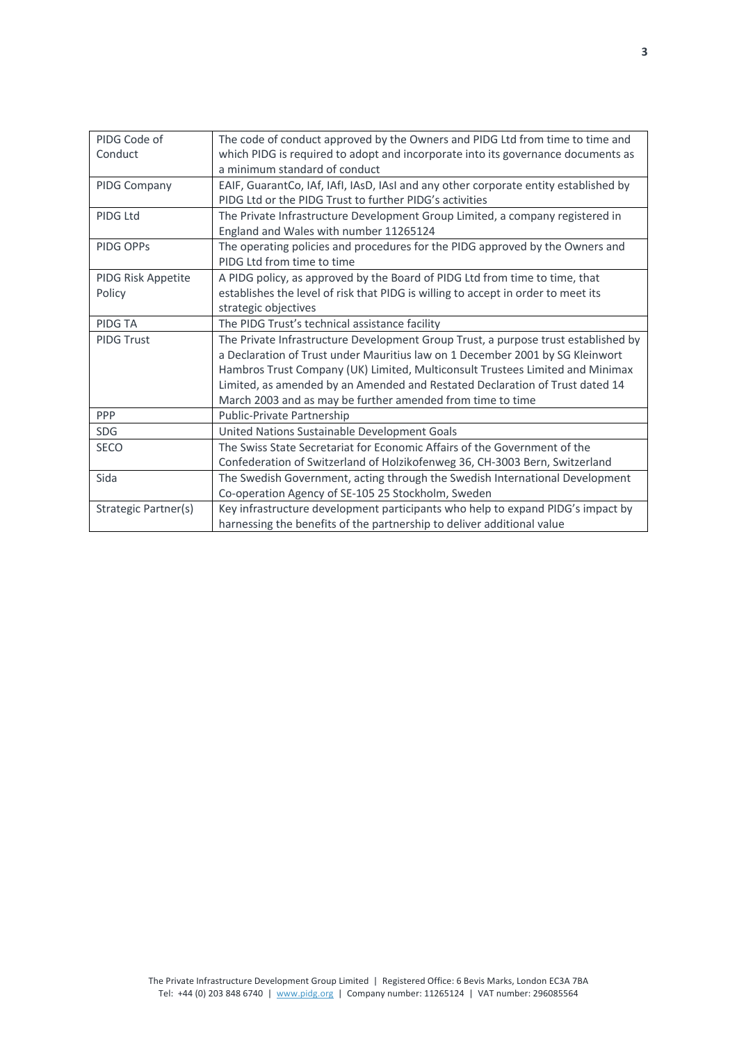| | |
|---|---|
| PIDG Code of Conduct | The code of conduct approved by the Owners and PIDG Ltd from time to time and which PIDG is required to adopt and incorporate into its governance documents as a minimum standard of conduct |
| PIDG Company | EAIF, GuarantCo, IAf, IAfI, IAsD, IAsI and any other corporate entity established by PIDG Ltd or the PIDG Trust to further PIDG's activities |
| PIDG Ltd | The Private Infrastructure Development Group Limited, a company registered in England and Wales with number 11265124 |
| PIDG OPPs | The operating policies and procedures for the PIDG approved by the Owners and PIDG Ltd from time to time |
| PIDG Risk Appetite Policy | A PIDG policy, as approved by the Board of PIDG Ltd from time to time, that establishes the level of risk that PIDG is willing to accept in order to meet its strategic objectives |
| PIDG TA | The PIDG Trust's technical assistance facility |
| PIDG Trust | The Private Infrastructure Development Group Trust, a purpose trust established by a Declaration of Trust under Mauritius law on 1 December 2001 by SG Kleinwort Hambros Trust Company (UK) Limited, Multiconsult Trustees Limited and Minimax Limited, as amended by an Amended and Restated Declaration of Trust dated 14 March 2003 and as may be further amended from time to time |
| PPP | Public-Private Partnership |
| SDG | United Nations Sustainable Development Goals |
| SECO | The Swiss State Secretariat for Economic Affairs of the Government of the Confederation of Switzerland of Holzikofenweg 36, CH-3003 Bern, Switzerland |
| Sida | The Swedish Government, acting through the Swedish International Development Co-operation Agency of SE-105 25 Stockholm, Sweden |
| Strategic Partner(s) | Key infrastructure development participants who help to expand PIDG's impact by harnessing the benefits of the partnership to deliver additional value |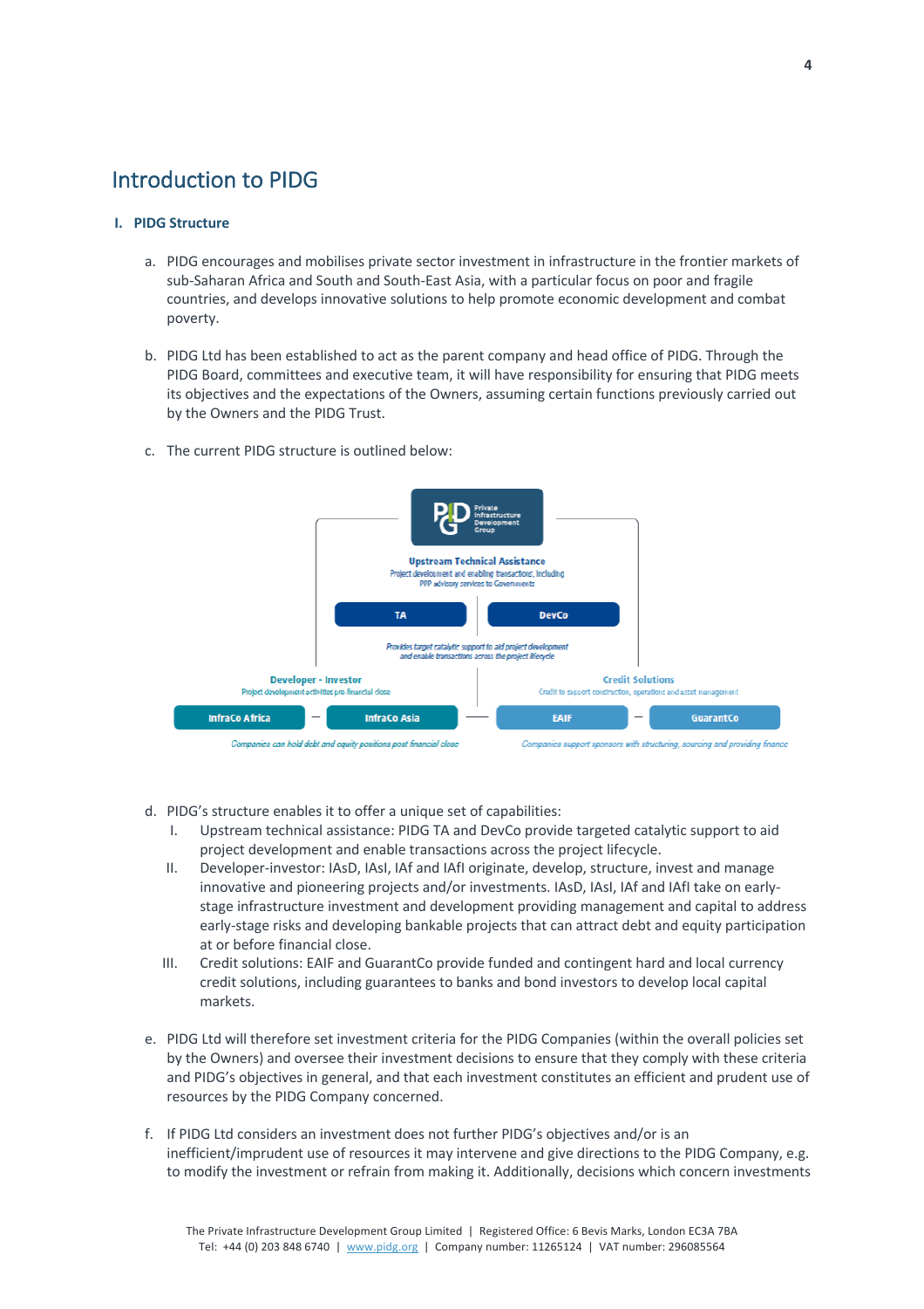# Introduction to PIDG

## I. PIDG Structure

a. PIDG encourages and mobilises private sector investment in infrastructure in the frontier markets of sub-Saharan Africa and South and South-East Asia, with a particular focus on poor and fragile countries, and develops innovative solutions to help promote economic development and combat poverty.

b. PIDG Ltd has been established to act as the parent company and head office of PIDG. Through the PIDG Board, committees and executive team, it will have responsibility for ensuring that PIDG meets its objectives and the expectations of the Owners, assuming certain functions previously carried out by the Owners and the PIDG Trust.

c. The current PIDG structure is outlined below:

PIDG – Private Infrastructure Development Group

**Upstream Technical Assistance**
Project development and enabling transactions, including PPP advisory services to Governments

TA — DevCo

*Provides target catalytic support to aid project development and enable transactions across the project lifecycle*

**Developer - Investor**
Project development activities pre-financial close

InfraCo Africa — InfraCo Asia

*Companies can hold debt and equity positions post financial close*

**Credit Solutions**
Credit to support construction, operations and asset management

EAIF — GuarantCo

*Companies support sponsors with structuring, sourcing and providing finance*

d. PIDG's structure enables it to offer a unique set of capabilities:

I. Upstream technical assistance: PIDG TA and DevCo provide targeted catalytic support to aid project development and enable transactions across the project lifecycle.

II. Developer-investor: IAsD, IAsI, IAf and IAfI originate, develop, structure, invest and manage innovative and pioneering projects and/or investments. IAsD, IAsI, IAf and IAfI take on early-stage infrastructure investment and development providing management and capital to address early-stage risks and developing bankable projects that can attract debt and equity participation at or before financial close.

III. Credit solutions: EAIF and GuarantCo provide funded and contingent hard and local currency credit solutions, including guarantees to banks and bond investors to develop local capital markets.

e. PIDG Ltd will therefore set investment criteria for the PIDG Companies (within the overall policies set by the Owners) and oversee their investment decisions to ensure that they comply with these criteria and PIDG's objectives in general, and that each investment constitutes an efficient and prudent use of resources by the PIDG Company concerned.

f. If PIDG Ltd considers an investment does not further PIDG's objectives and/or is an inefficient/imprudent use of resources it may intervene and give directions to the PIDG Company, e.g. to modify the investment or refrain from making it. Additionally, decisions which concern investments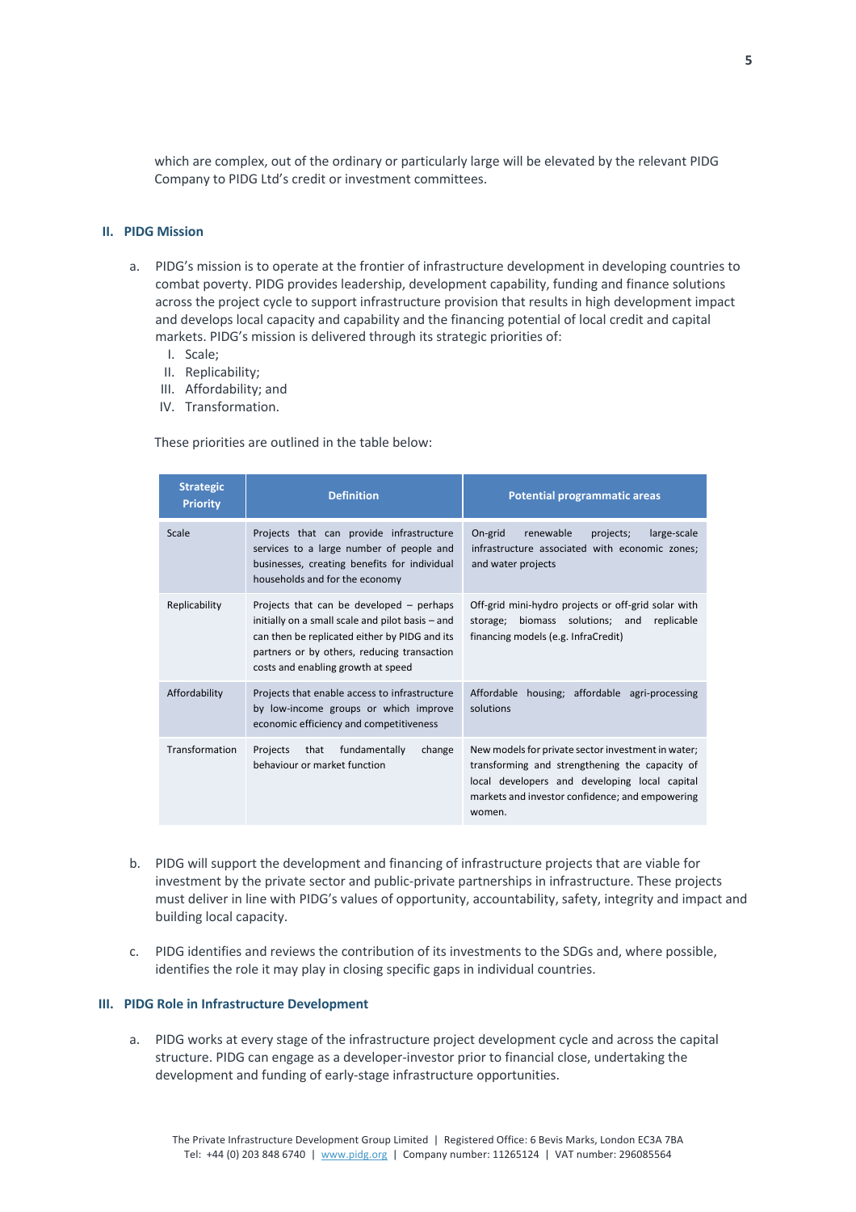which are complex, out of the ordinary or particularly large will be elevated by the relevant PIDG Company to PIDG Ltd's credit or investment committees.

## II. PIDG Mission

a. PIDG's mission is to operate at the frontier of infrastructure development in developing countries to combat poverty. PIDG provides leadership, development capability, funding and finance solutions across the project cycle to support infrastructure provision that results in high development impact and develops local capacity and capability and the financing potential of local credit and capital markets. PIDG's mission is delivered through its strategic priorities of:
   I. Scale;
   II. Replicability;
   III. Affordability; and
   IV. Transformation.

   These priorities are outlined in the table below:

| Strategic Priority | Definition | Potential programmatic areas |
|---|---|---|
| Scale | Projects that can provide infrastructure services to a large number of people and businesses, creating benefits for individual households and for the economy | On-grid renewable projects; large-scale infrastructure associated with economic zones; and water projects |
| Replicability | Projects that can be developed – perhaps initially on a small scale and pilot basis – and can then be replicated either by PIDG and its partners or by others, reducing transaction costs and enabling growth at speed | Off-grid mini-hydro projects or off-grid solar with storage; biomass solutions; and replicable financing models (e.g. InfraCredit) |
| Affordability | Projects that enable access to infrastructure by low-income groups or which improve economic efficiency and competitiveness | Affordable housing; affordable agri-processing solutions |
| Transformation | Projects that fundamentally change behaviour or market function | New models for private sector investment in water; transforming and strengthening the capacity of local developers and developing local capital markets and investor confidence; and empowering women. |

b. PIDG will support the development and financing of infrastructure projects that are viable for investment by the private sector and public-private partnerships in infrastructure. These projects must deliver in line with PIDG's values of opportunity, accountability, safety, integrity and impact and building local capacity.

c. PIDG identifies and reviews the contribution of its investments to the SDGs and, where possible, identifies the role it may play in closing specific gaps in individual countries.

## III. PIDG Role in Infrastructure Development

a. PIDG works at every stage of the infrastructure project development cycle and across the capital structure. PIDG can engage as a developer-investor prior to financial close, undertaking the development and funding of early-stage infrastructure opportunities.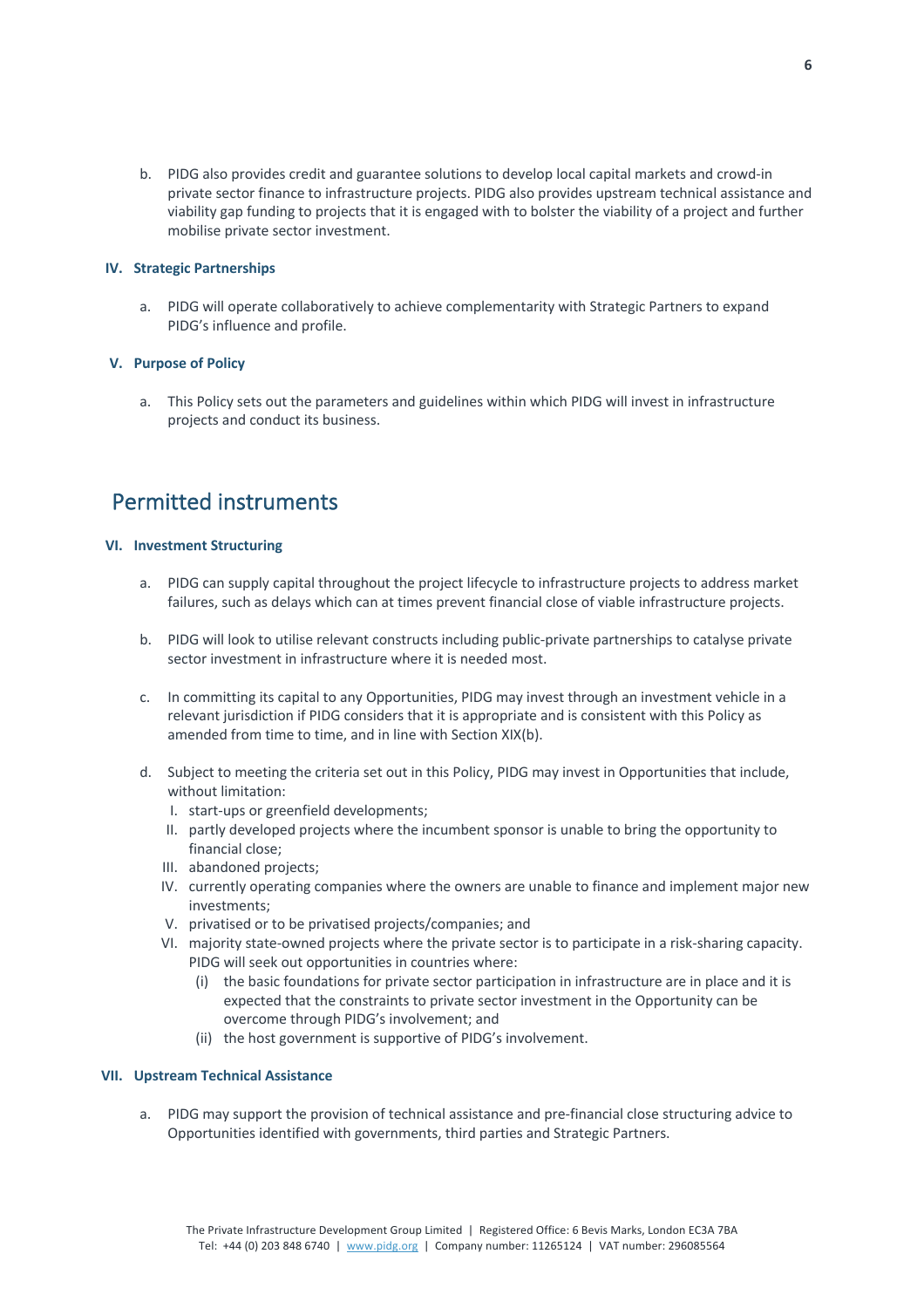b. PIDG also provides credit and guarantee solutions to develop local capital markets and crowd-in private sector finance to infrastructure projects. PIDG also provides upstream technical assistance and viability gap funding to projects that it is engaged with to bolster the viability of a project and further mobilise private sector investment.

### IV. Strategic Partnerships

a. PIDG will operate collaboratively to achieve complementarity with Strategic Partners to expand PIDG's influence and profile.

### V. Purpose of Policy

a. This Policy sets out the parameters and guidelines within which PIDG will invest in infrastructure projects and conduct its business.

## Permitted instruments

### VI. Investment Structuring

a. PIDG can supply capital throughout the project lifecycle to infrastructure projects to address market failures, such as delays which can at times prevent financial close of viable infrastructure projects.

b. PIDG will look to utilise relevant constructs including public-private partnerships to catalyse private sector investment in infrastructure where it is needed most.

c. In committing its capital to any Opportunities, PIDG may invest through an investment vehicle in a relevant jurisdiction if PIDG considers that it is appropriate and is consistent with this Policy as amended from time to time, and in line with Section XIX(b).

d. Subject to meeting the criteria set out in this Policy, PIDG may invest in Opportunities that include, without limitation:
   I. start-ups or greenfield developments;
   II. partly developed projects where the incumbent sponsor is unable to bring the opportunity to financial close;
   III. abandoned projects;
   IV. currently operating companies where the owners are unable to finance and implement major new investments;
   V. privatised or to be privatised projects/companies; and
   VI. majority state-owned projects where the private sector is to participate in a risk-sharing capacity. PIDG will seek out opportunities in countries where:
      (i) the basic foundations for private sector participation in infrastructure are in place and it is expected that the constraints to private sector investment in the Opportunity can be overcome through PIDG's involvement; and
      (ii) the host government is supportive of PIDG's involvement.

### VII. Upstream Technical Assistance

a. PIDG may support the provision of technical assistance and pre-financial close structuring advice to Opportunities identified with governments, third parties and Strategic Partners.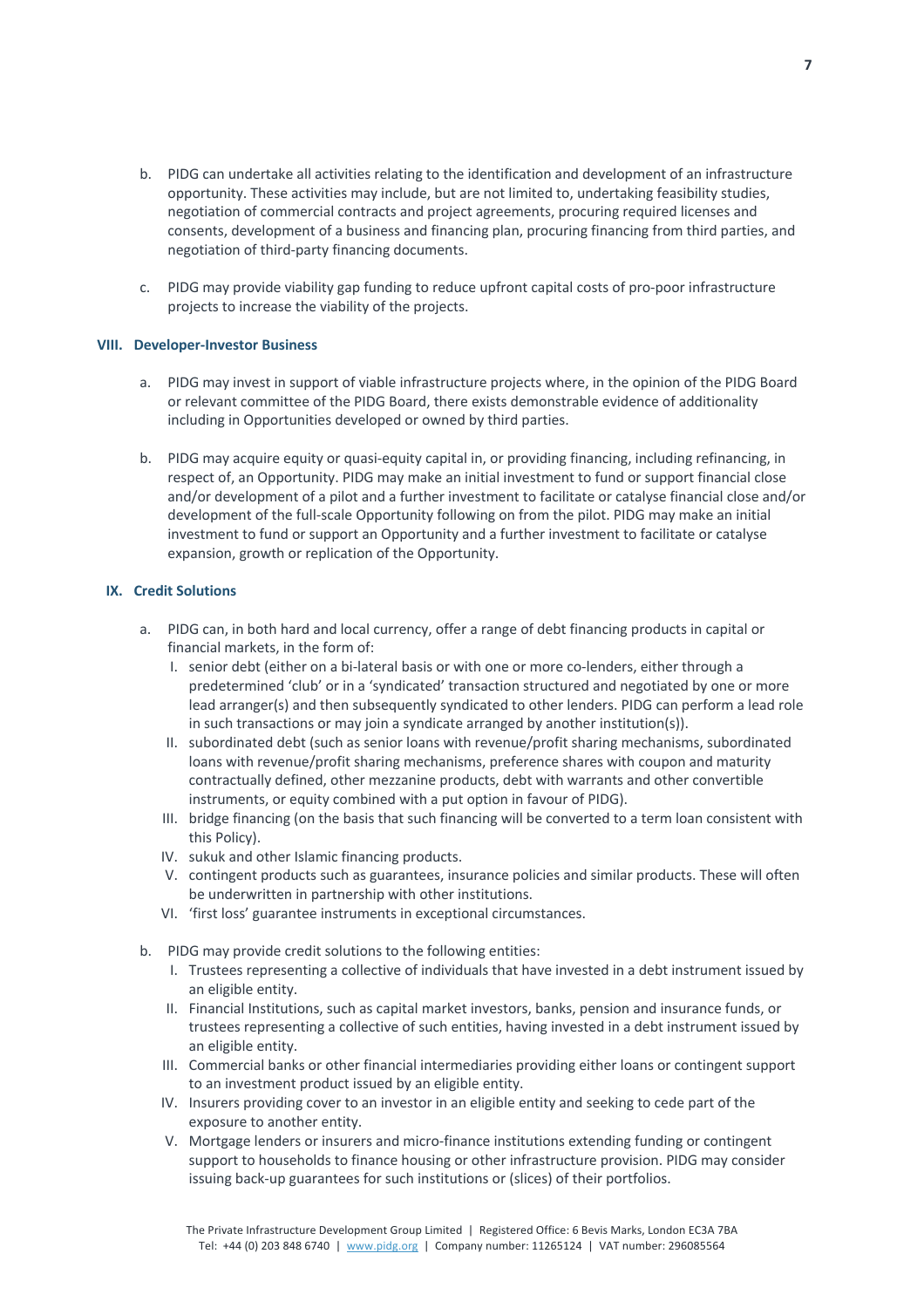b. PIDG can undertake all activities relating to the identification and development of an infrastructure opportunity. These activities may include, but are not limited to, undertaking feasibility studies, negotiation of commercial contracts and project agreements, procuring required licenses and consents, development of a business and financing plan, procuring financing from third parties, and negotiation of third-party financing documents.

c. PIDG may provide viability gap funding to reduce upfront capital costs of pro-poor infrastructure projects to increase the viability of the projects.

### VIII. Developer-Investor Business

a. PIDG may invest in support of viable infrastructure projects where, in the opinion of the PIDG Board or relevant committee of the PIDG Board, there exists demonstrable evidence of additionality including in Opportunities developed or owned by third parties.

b. PIDG may acquire equity or quasi-equity capital in, or providing financing, including refinancing, in respect of, an Opportunity. PIDG may make an initial investment to fund or support financial close and/or development of a pilot and a further investment to facilitate or catalyse financial close and/or development of the full-scale Opportunity following on from the pilot. PIDG may make an initial investment to fund or support an Opportunity and a further investment to facilitate or catalyse expansion, growth or replication of the Opportunity.

### IX. Credit Solutions

a. PIDG can, in both hard and local currency, offer a range of debt financing products in capital or financial markets, in the form of:
   I. senior debt (either on a bi-lateral basis or with one or more co-lenders, either through a predetermined 'club' or in a 'syndicated' transaction structured and negotiated by one or more lead arranger(s) and then subsequently syndicated to other lenders. PIDG can perform a lead role in such transactions or may join a syndicate arranged by another institution(s)).
   II. subordinated debt (such as senior loans with revenue/profit sharing mechanisms, subordinated loans with revenue/profit sharing mechanisms, preference shares with coupon and maturity contractually defined, other mezzanine products, debt with warrants and other convertible instruments, or equity combined with a put option in favour of PIDG).
   III. bridge financing (on the basis that such financing will be converted to a term loan consistent with this Policy).
   IV. sukuk and other Islamic financing products.
   V. contingent products such as guarantees, insurance policies and similar products. These will often be underwritten in partnership with other institutions.
   VI. 'first loss' guarantee instruments in exceptional circumstances.

b. PIDG may provide credit solutions to the following entities:
   I. Trustees representing a collective of individuals that have invested in a debt instrument issued by an eligible entity.
   II. Financial Institutions, such as capital market investors, banks, pension and insurance funds, or trustees representing a collective of such entities, having invested in a debt instrument issued by an eligible entity.
   III. Commercial banks or other financial intermediaries providing either loans or contingent support to an investment product issued by an eligible entity.
   IV. Insurers providing cover to an investor in an eligible entity and seeking to cede part of the exposure to another entity.
   V. Mortgage lenders or insurers and micro-finance institutions extending funding or contingent support to households to finance housing or other infrastructure provision. PIDG may consider issuing back-up guarantees for such institutions or (slices) of their portfolios.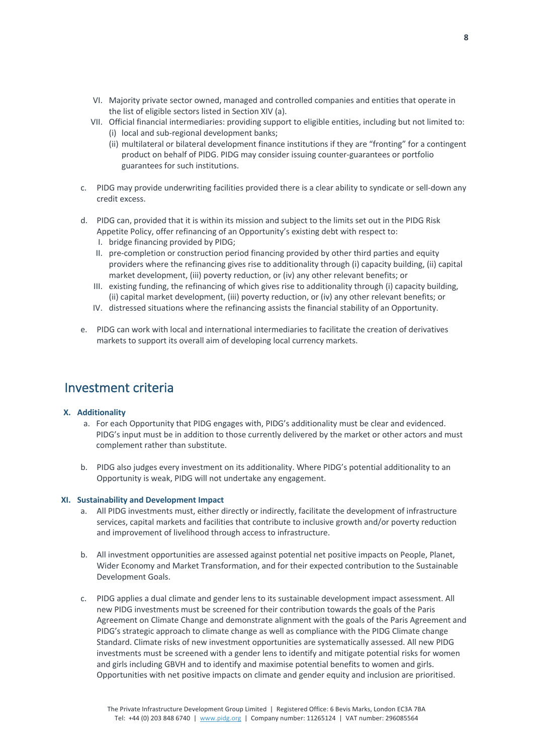VI. Majority private sector owned, managed and controlled companies and entities that operate in the list of eligible sectors listed in Section XIV (a).

VII. Official financial intermediaries: providing support to eligible entities, including but not limited to:
   (i) local and sub-regional development banks;
   (ii) multilateral or bilateral development finance institutions if they are "fronting" for a contingent product on behalf of PIDG. PIDG may consider issuing counter-guarantees or portfolio guarantees for such institutions.

c. PIDG may provide underwriting facilities provided there is a clear ability to syndicate or sell-down any credit excess.

d. PIDG can, provided that it is within its mission and subject to the limits set out in the PIDG Risk Appetite Policy, offer refinancing of an Opportunity's existing debt with respect to:
   I. bridge financing provided by PIDG;
   II. pre-completion or construction period financing provided by other third parties and equity providers where the refinancing gives rise to additionality through (i) capacity building, (ii) capital market development, (iii) poverty reduction, or (iv) any other relevant benefits; or
   III. existing funding, the refinancing of which gives rise to additionality through (i) capacity building, (ii) capital market development, (iii) poverty reduction, or (iv) any other relevant benefits; or
   IV. distressed situations where the refinancing assists the financial stability of an Opportunity.

e. PIDG can work with local and international intermediaries to facilitate the creation of derivatives markets to support its overall aim of developing local currency markets.

# Investment criteria

### X. Additionality

a. For each Opportunity that PIDG engages with, PIDG's additionality must be clear and evidenced. PIDG's input must be in addition to those currently delivered by the market or other actors and must complement rather than substitute.

b. PIDG also judges every investment on its additionality. Where PIDG's potential additionality to an Opportunity is weak, PIDG will not undertake any engagement.

### XI. Sustainability and Development Impact

a. All PIDG investments must, either directly or indirectly, facilitate the development of infrastructure services, capital markets and facilities that contribute to inclusive growth and/or poverty reduction and improvement of livelihood through access to infrastructure.

b. All investment opportunities are assessed against potential net positive impacts on People, Planet, Wider Economy and Market Transformation, and for their expected contribution to the Sustainable Development Goals.

c. PIDG applies a dual climate and gender lens to its sustainable development impact assessment. All new PIDG investments must be screened for their contribution towards the goals of the Paris Agreement on Climate Change and demonstrate alignment with the goals of the Paris Agreement and PIDG's strategic approach to climate change as well as compliance with the PIDG Climate change Standard. Climate risks of new investment opportunities are systematically assessed. All new PIDG investments must be screened with a gender lens to identify and mitigate potential risks for women and girls including GBVH and to identify and maximise potential benefits to women and girls. Opportunities with net positive impacts on climate and gender equity and inclusion are prioritised.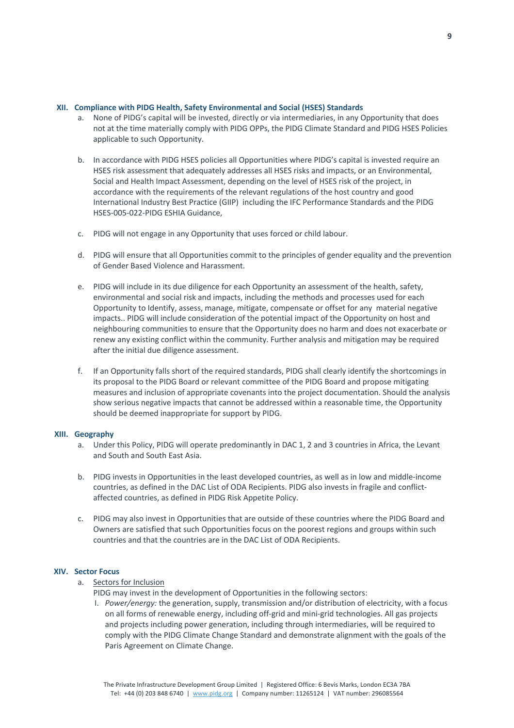## XII. Compliance with PIDG Health, Safety Environmental and Social (HSES) Standards

a. None of PIDG's capital will be invested, directly or via intermediaries, in any Opportunity that does not at the time materially comply with PIDG OPPs, the PIDG Climate Standard and PIDG HSES Policies applicable to such Opportunity.

b. In accordance with PIDG HSES policies all Opportunities where PIDG's capital is invested require an HSES risk assessment that adequately addresses all HSES risks and impacts, or an Environmental, Social and Health Impact Assessment, depending on the level of HSES risk of the project, in accordance with the requirements of the relevant regulations of the host country and good International Industry Best Practice (GIIP) including the IFC Performance Standards and the PIDG HSES-005-022-PIDG ESHIA Guidance,

c. PIDG will not engage in any Opportunity that uses forced or child labour.

d. PIDG will ensure that all Opportunities commit to the principles of gender equality and the prevention of Gender Based Violence and Harassment.

e. PIDG will include in its due diligence for each Opportunity an assessment of the health, safety, environmental and social risk and impacts, including the methods and processes used for each Opportunity to Identify, assess, manage, mitigate, compensate or offset for any material negative impacts.. PIDG will include consideration of the potential impact of the Opportunity on host and neighbouring communities to ensure that the Opportunity does no harm and does not exacerbate or renew any existing conflict within the community. Further analysis and mitigation may be required after the initial due diligence assessment.

f. If an Opportunity falls short of the required standards, PIDG shall clearly identify the shortcomings in its proposal to the PIDG Board or relevant committee of the PIDG Board and propose mitigating measures and inclusion of appropriate covenants into the project documentation. Should the analysis show serious negative impacts that cannot be addressed within a reasonable time, the Opportunity should be deemed inappropriate for support by PIDG.

## XIII. Geography

a. Under this Policy, PIDG will operate predominantly in DAC 1, 2 and 3 countries in Africa, the Levant and South and South East Asia.

b. PIDG invests in Opportunities in the least developed countries, as well as in low and middle-income countries, as defined in the DAC List of ODA Recipients. PIDG also invests in fragile and conflict-affected countries, as defined in PIDG Risk Appetite Policy.

c. PIDG may also invest in Opportunities that are outside of these countries where the PIDG Board and Owners are satisfied that such Opportunities focus on the poorest regions and groups within such countries and that the countries are in the DAC List of ODA Recipients.

## XIV. Sector Focus

a. Sectors for Inclusion

PIDG may invest in the development of Opportunities in the following sectors:

I. *Power/energy:* the generation, supply, transmission and/or distribution of electricity, with a focus on all forms of renewable energy, including off-grid and mini-grid technologies. All gas projects and projects including power generation, including through intermediaries, will be required to comply with the PIDG Climate Change Standard and demonstrate alignment with the goals of the Paris Agreement on Climate Change.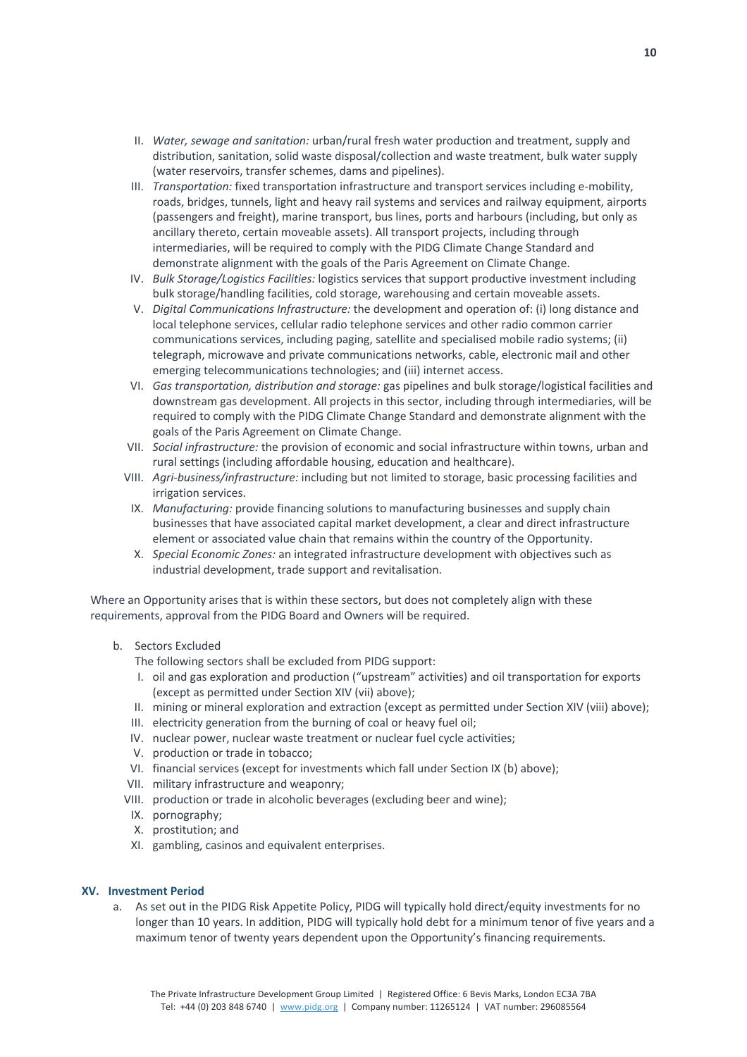II. *Water, sewage and sanitation:* urban/rural fresh water production and treatment, supply and distribution, sanitation, solid waste disposal/collection and waste treatment, bulk water supply (water reservoirs, transfer schemes, dams and pipelines).

III. *Transportation:* fixed transportation infrastructure and transport services including e-mobility, roads, bridges, tunnels, light and heavy rail systems and services and railway equipment, airports (passengers and freight), marine transport, bus lines, ports and harbours (including, but only as ancillary thereto, certain moveable assets). All transport projects, including through intermediaries, will be required to comply with the PIDG Climate Change Standard and demonstrate alignment with the goals of the Paris Agreement on Climate Change.

IV. *Bulk Storage/Logistics Facilities:* logistics services that support productive investment including bulk storage/handling facilities, cold storage, warehousing and certain moveable assets.

V. *Digital Communications Infrastructure:* the development and operation of: (i) long distance and local telephone services, cellular radio telephone services and other radio common carrier communications services, including paging, satellite and specialised mobile radio systems; (ii) telegraph, microwave and private communications networks, cable, electronic mail and other emerging telecommunications technologies; and (iii) internet access.

VI. *Gas transportation, distribution and storage:* gas pipelines and bulk storage/logistical facilities and downstream gas development. All projects in this sector, including through intermediaries, will be required to comply with the PIDG Climate Change Standard and demonstrate alignment with the goals of the Paris Agreement on Climate Change.

VII. *Social infrastructure:* the provision of economic and social infrastructure within towns, urban and rural settings (including affordable housing, education and healthcare).

VIII. *Agri-business/infrastructure:* including but not limited to storage, basic processing facilities and irrigation services.

IX. *Manufacturing:* provide financing solutions to manufacturing businesses and supply chain businesses that have associated capital market development, a clear and direct infrastructure element or associated value chain that remains within the country of the Opportunity.

X. *Special Economic Zones:* an integrated infrastructure development with objectives such as industrial development, trade support and revitalisation.

Where an Opportunity arises that is within these sectors, but does not completely align with these requirements, approval from the PIDG Board and Owners will be required.

b. Sectors Excluded

The following sectors shall be excluded from PIDG support:

I. oil and gas exploration and production ("upstream" activities) and oil transportation for exports (except as permitted under Section XIV (vii) above);
II. mining or mineral exploration and extraction (except as permitted under Section XIV (viii) above);
III. electricity generation from the burning of coal or heavy fuel oil;
IV. nuclear power, nuclear waste treatment or nuclear fuel cycle activities;
V. production or trade in tobacco;
VI. financial services (except for investments which fall under Section IX (b) above);
VII. military infrastructure and weaponry;
VIII. production or trade in alcoholic beverages (excluding beer and wine);
IX. pornography;
X. prostitution; and
XI. gambling, casinos and equivalent enterprises.

### XV. Investment Period

a. As set out in the PIDG Risk Appetite Policy, PIDG will typically hold direct/equity investments for no longer than 10 years. In addition, PIDG will typically hold debt for a minimum tenor of five years and a maximum tenor of twenty years dependent upon the Opportunity's financing requirements.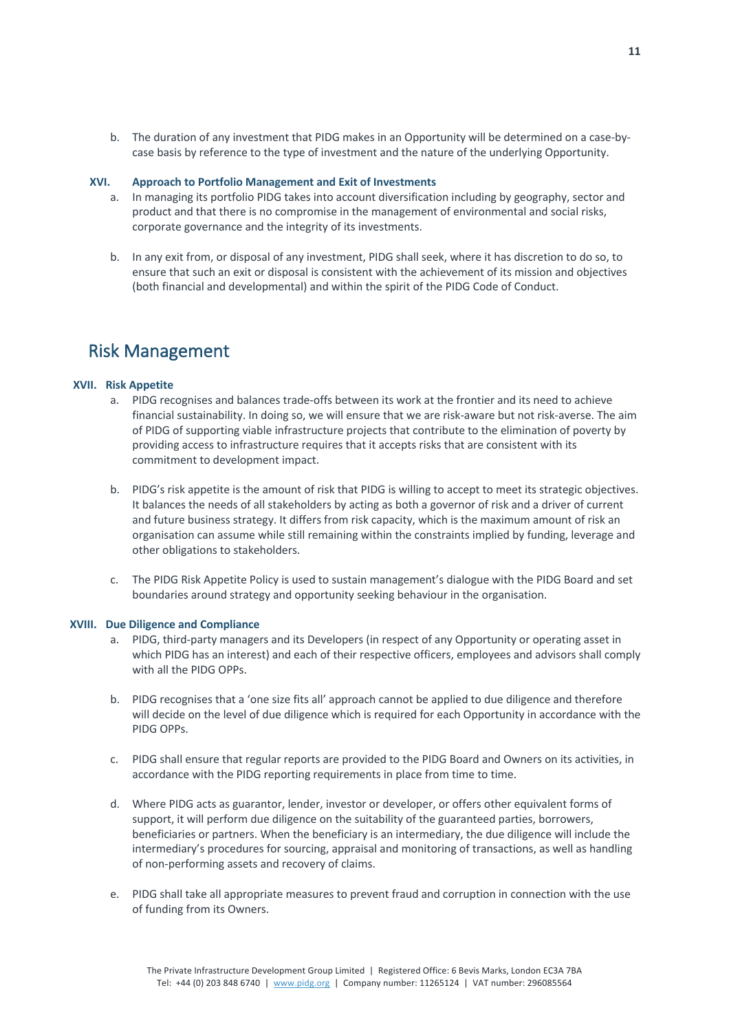b. The duration of any investment that PIDG makes in an Opportunity will be determined on a case-by-case basis by reference to the type of investment and the nature of the underlying Opportunity.

### XVI. Approach to Portfolio Management and Exit of Investments

a. In managing its portfolio PIDG takes into account diversification including by geography, sector and product and that there is no compromise in the management of environmental and social risks, corporate governance and the integrity of its investments.

b. In any exit from, or disposal of any investment, PIDG shall seek, where it has discretion to do so, to ensure that such an exit or disposal is consistent with the achievement of its mission and objectives (both financial and developmental) and within the spirit of the PIDG Code of Conduct.

## Risk Management

### XVII. Risk Appetite

a. PIDG recognises and balances trade-offs between its work at the frontier and its need to achieve financial sustainability. In doing so, we will ensure that we are risk-aware but not risk-averse. The aim of PIDG of supporting viable infrastructure projects that contribute to the elimination of poverty by providing access to infrastructure requires that it accepts risks that are consistent with its commitment to development impact.

b. PIDG's risk appetite is the amount of risk that PIDG is willing to accept to meet its strategic objectives. It balances the needs of all stakeholders by acting as both a governor of risk and a driver of current and future business strategy. It differs from risk capacity, which is the maximum amount of risk an organisation can assume while still remaining within the constraints implied by funding, leverage and other obligations to stakeholders.

c. The PIDG Risk Appetite Policy is used to sustain management's dialogue with the PIDG Board and set boundaries around strategy and opportunity seeking behaviour in the organisation.

### XVIII. Due Diligence and Compliance

a. PIDG, third-party managers and its Developers (in respect of any Opportunity or operating asset in which PIDG has an interest) and each of their respective officers, employees and advisors shall comply with all the PIDG OPPs.

b. PIDG recognises that a 'one size fits all' approach cannot be applied to due diligence and therefore will decide on the level of due diligence which is required for each Opportunity in accordance with the PIDG OPPs.

c. PIDG shall ensure that regular reports are provided to the PIDG Board and Owners on its activities, in accordance with the PIDG reporting requirements in place from time to time.

d. Where PIDG acts as guarantor, lender, investor or developer, or offers other equivalent forms of support, it will perform due diligence on the suitability of the guaranteed parties, borrowers, beneficiaries or partners. When the beneficiary is an intermediary, the due diligence will include the intermediary's procedures for sourcing, appraisal and monitoring of transactions, as well as handling of non-performing assets and recovery of claims.

e. PIDG shall take all appropriate measures to prevent fraud and corruption in connection with the use of funding from its Owners.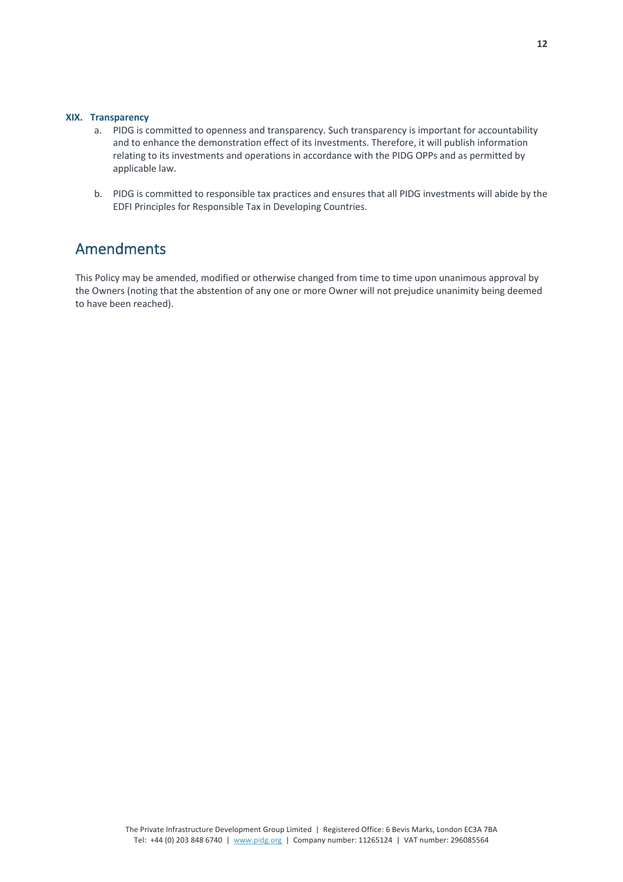### XIX. Transparency

a. PIDG is committed to openness and transparency. Such transparency is important for accountability and to enhance the demonstration effect of its investments. Therefore, it will publish information relating to its investments and operations in accordance with the PIDG OPPs and as permitted by applicable law.

b. PIDG is committed to responsible tax practices and ensures that all PIDG investments will abide by the EDFI Principles for Responsible Tax in Developing Countries.

## Amendments

This Policy may be amended, modified or otherwise changed from time to time upon unanimous approval by the Owners (noting that the abstention of any one or more Owner will not prejudice unanimity being deemed to have been reached).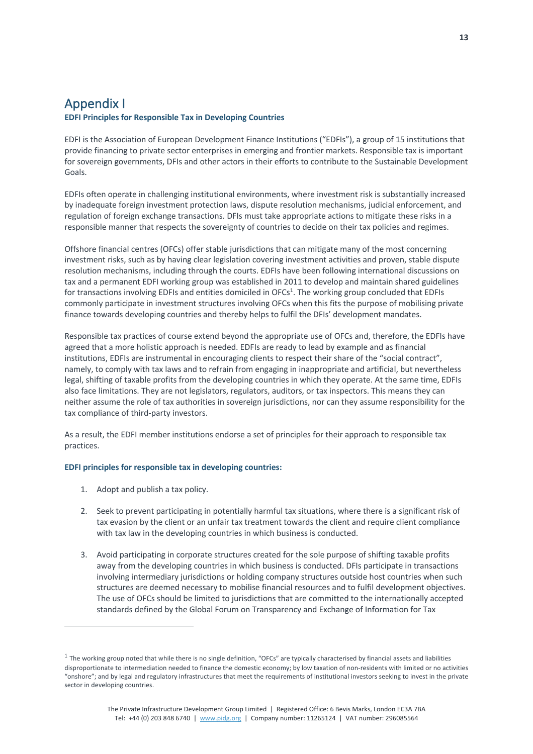# Appendix I

**EDFI Principles for Responsible Tax in Developing Countries**

EDFI is the Association of European Development Finance Institutions ("EDFIs"), a group of 15 institutions that provide financing to private sector enterprises in emerging and frontier markets. Responsible tax is important for sovereign governments, DFIs and other actors in their efforts to contribute to the Sustainable Development Goals.

EDFIs often operate in challenging institutional environments, where investment risk is substantially increased by inadequate foreign investment protection laws, dispute resolution mechanisms, judicial enforcement, and regulation of foreign exchange transactions. DFIs must take appropriate actions to mitigate these risks in a responsible manner that respects the sovereignty of countries to decide on their tax policies and regimes.

Offshore financial centres (OFCs) offer stable jurisdictions that can mitigate many of the most concerning investment risks, such as by having clear legislation covering investment activities and proven, stable dispute resolution mechanisms, including through the courts. EDFIs have been following international discussions on tax and a permanent EDFI working group was established in 2011 to develop and maintain shared guidelines for transactions involving EDFIs and entities domiciled in OFCs[1]. The working group concluded that EDFIs commonly participate in investment structures involving OFCs when this fits the purpose of mobilising private finance towards developing countries and thereby helps to fulfil the DFIs' development mandates.

Responsible tax practices of course extend beyond the appropriate use of OFCs and, therefore, the EDFIs have agreed that a more holistic approach is needed. EDFIs are ready to lead by example and as financial institutions, EDFIs are instrumental in encouraging clients to respect their share of the "social contract", namely, to comply with tax laws and to refrain from engaging in inappropriate and artificial, but nevertheless legal, shifting of taxable profits from the developing countries in which they operate. At the same time, EDFIs also face limitations. They are not legislators, regulators, auditors, or tax inspectors. This means they can neither assume the role of tax authorities in sovereign jurisdictions, nor can they assume responsibility for the tax compliance of third-party investors.

As a result, the EDFI member institutions endorse a set of principles for their approach to responsible tax practices.

**EDFI principles for responsible tax in developing countries:**

1. Adopt and publish a tax policy.

2. Seek to prevent participating in potentially harmful tax situations, where there is a significant risk of tax evasion by the client or an unfair tax treatment towards the client and require client compliance with tax law in the developing countries in which business is conducted.

3. Avoid participating in corporate structures created for the sole purpose of shifting taxable profits away from the developing countries in which business is conducted. DFIs participate in transactions involving intermediary jurisdictions or holding company structures outside host countries when such structures are deemed necessary to mobilise financial resources and to fulfil development objectives. The use of OFCs should be limited to jurisdictions that are committed to the internationally accepted standards defined by the Global Forum on Transparency and Exchange of Information for Tax

[1] The working group noted that while there is no single definition, "OFCs" are typically characterised by financial assets and liabilities disproportionate to intermediation needed to finance the domestic economy; by low taxation of non-residents with limited or no activities "onshore"; and by legal and regulatory infrastructures that meet the requirements of institutional investors seeking to invest in the private sector in developing countries.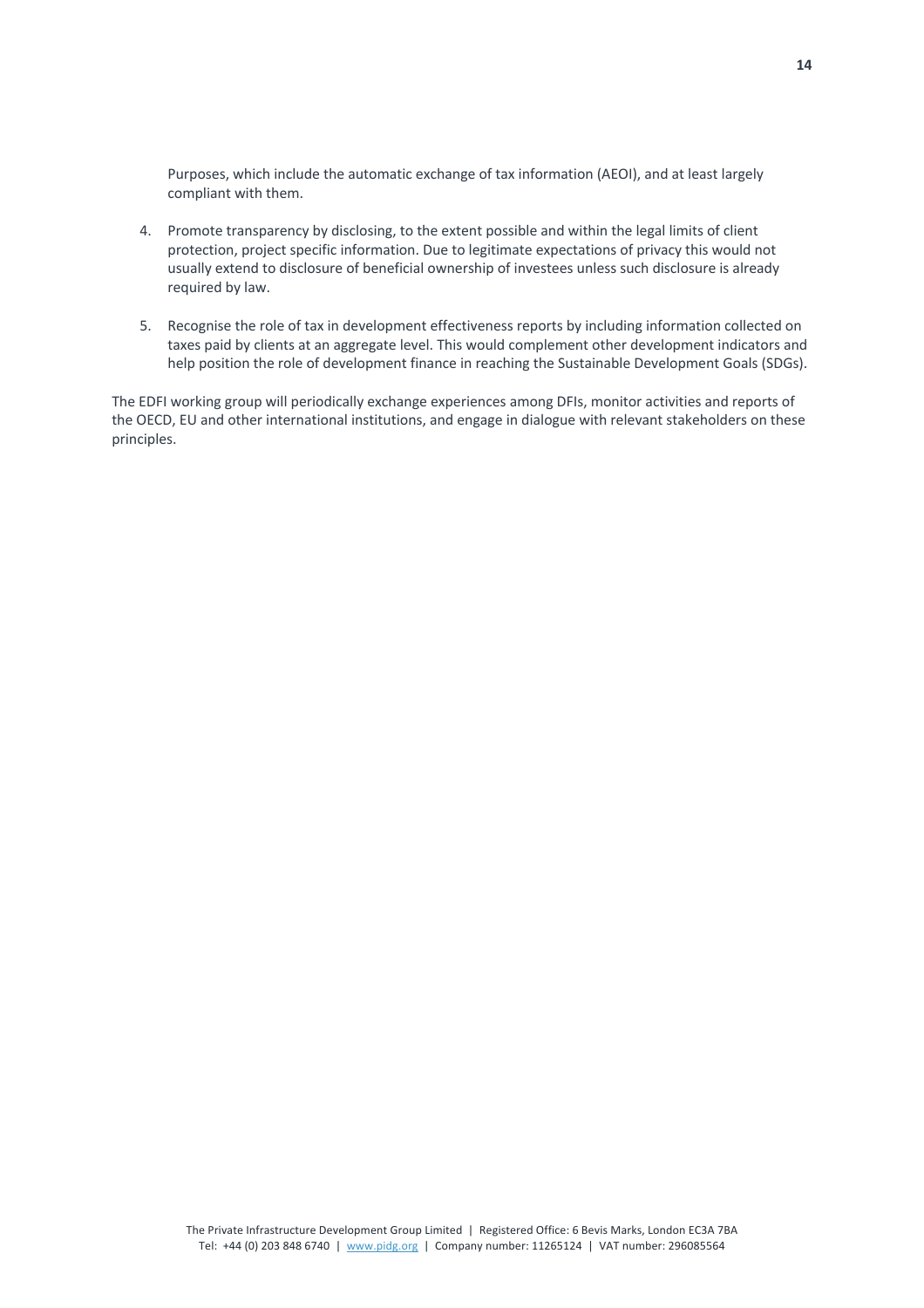Purposes, which include the automatic exchange of tax information (AEOI), and at least largely compliant with them.

4. Promote transparency by disclosing, to the extent possible and within the legal limits of client protection, project specific information. Due to legitimate expectations of privacy this would not usually extend to disclosure of beneficial ownership of investees unless such disclosure is already required by law.

5. Recognise the role of tax in development effectiveness reports by including information collected on taxes paid by clients at an aggregate level. This would complement other development indicators and help position the role of development finance in reaching the Sustainable Development Goals (SDGs).

The EDFI working group will periodically exchange experiences among DFIs, monitor activities and reports of the OECD, EU and other international institutions, and engage in dialogue with relevant stakeholders on these principles.